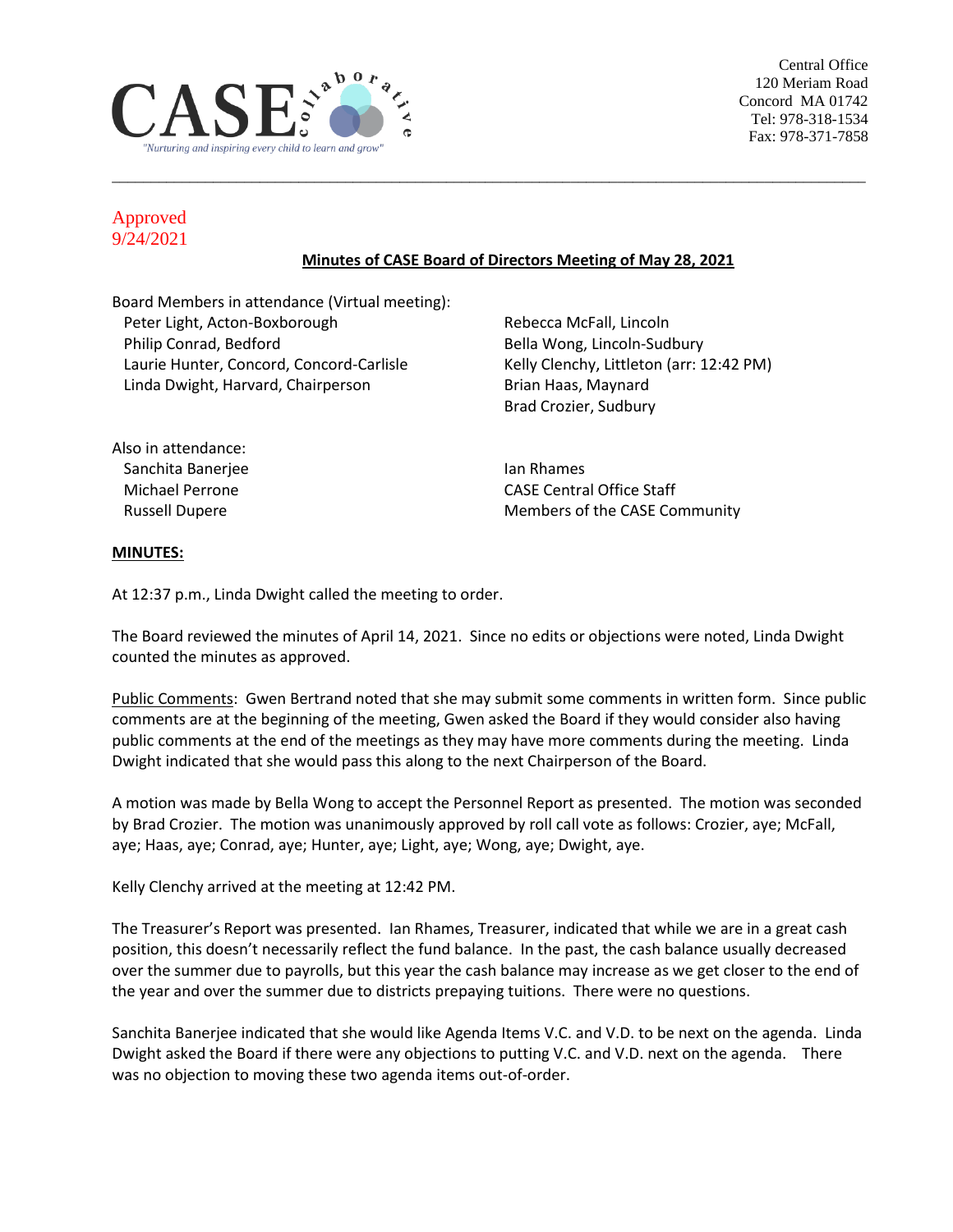CASE collaborative

"Nurturing and inspiring every child to learn and grow"

Central Office
120 Meriam Road
Concord MA 01742
Tel: 978-318-1534
Fax: 978-371-7858

Approved
9/24/2021

## Minutes of CASE Board of Directors Meeting of May 28, 2021

Board Members in attendance (Virtual meeting):

- Peter Light, Acton-Boxborough
- Philip Conrad, Bedford
- Laurie Hunter, Concord, Concord-Carlisle
- Linda Dwight, Harvard, Chairperson
- Rebecca McFall, Lincoln
- Bella Wong, Lincoln-Sudbury
- Kelly Clenchy, Littleton (arr: 12:42 PM)
- Brian Haas, Maynard
- Brad Crozier, Sudbury

Also in attendance:

- Sanchita Banerjee
- Michael Perrone
- Russell Dupere
- Ian Rhames
- CASE Central Office Staff
- Members of the CASE Community

**MINUTES:**

At 12:37 p.m., Linda Dwight called the meeting to order.

The Board reviewed the minutes of April 14, 2021. Since no edits or objections were noted, Linda Dwight counted the minutes as approved.

Public Comments: Gwen Bertrand noted that she may submit some comments in written form. Since public comments are at the beginning of the meeting, Gwen asked the Board if they would consider also having public comments at the end of the meetings as they may have more comments during the meeting. Linda Dwight indicated that she would pass this along to the next Chairperson of the Board.

A motion was made by Bella Wong to accept the Personnel Report as presented. The motion was seconded by Brad Crozier. The motion was unanimously approved by roll call vote as follows: Crozier, aye; McFall, aye; Haas, aye; Conrad, aye; Hunter, aye; Light, aye; Wong, aye; Dwight, aye.

Kelly Clenchy arrived at the meeting at 12:42 PM.

The Treasurer's Report was presented. Ian Rhames, Treasurer, indicated that while we are in a great cash position, this doesn't necessarily reflect the fund balance. In the past, the cash balance usually decreased over the summer due to payrolls, but this year the cash balance may increase as we get closer to the end of the year and over the summer due to districts prepaying tuitions. There were no questions.

Sanchita Banerjee indicated that she would like Agenda Items V.C. and V.D. to be next on the agenda. Linda Dwight asked the Board if there were any objections to putting V.C. and V.D. next on the agenda. There was no objection to moving these two agenda items out-of-order.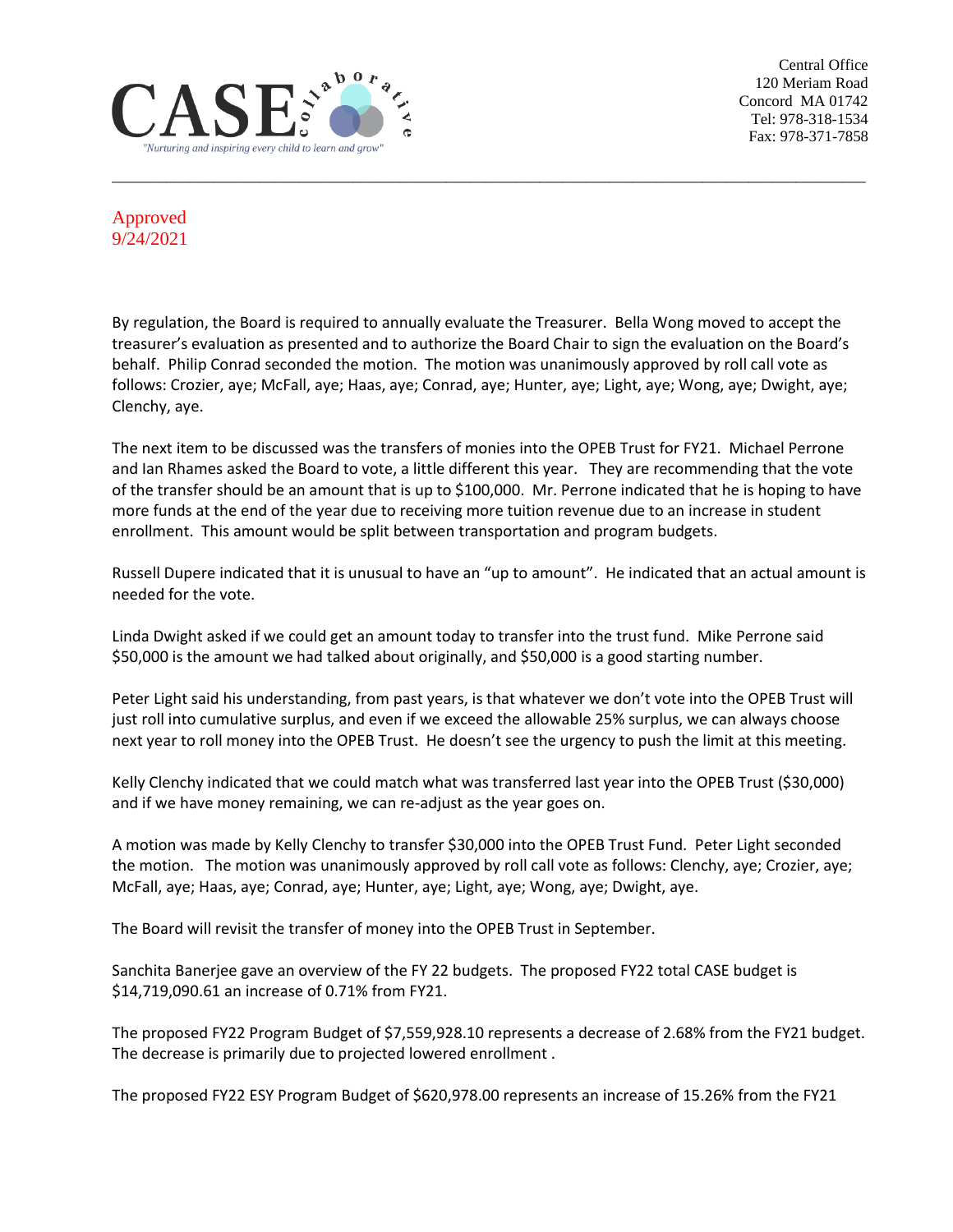Approved
9/24/2021

By regulation, the Board is required to annually evaluate the Treasurer. Bella Wong moved to accept the treasurer's evaluation as presented and to authorize the Board Chair to sign the evaluation on the Board's behalf. Philip Conrad seconded the motion. The motion was unanimously approved by roll call vote as follows: Crozier, aye; McFall, aye; Haas, aye; Conrad, aye; Hunter, aye; Light, aye; Wong, aye; Dwight, aye; Clenchy, aye.

The next item to be discussed was the transfers of monies into the OPEB Trust for FY21. Michael Perrone and Ian Rhames asked the Board to vote, a little different this year. They are recommending that the vote of the transfer should be an amount that is up to $100,000. Mr. Perrone indicated that he is hoping to have more funds at the end of the year due to receiving more tuition revenue due to an increase in student enrollment. This amount would be split between transportation and program budgets.

Russell Dupere indicated that it is unusual to have an "up to amount". He indicated that an actual amount is needed for the vote.

Linda Dwight asked if we could get an amount today to transfer into the trust fund. Mike Perrone said $50,000 is the amount we had talked about originally, and $50,000 is a good starting number.

Peter Light said his understanding, from past years, is that whatever we don't vote into the OPEB Trust will just roll into cumulative surplus, and even if we exceed the allowable 25% surplus, we can always choose next year to roll money into the OPEB Trust. He doesn't see the urgency to push the limit at this meeting.

Kelly Clenchy indicated that we could match what was transferred last year into the OPEB Trust ($30,000) and if we have money remaining, we can re-adjust as the year goes on.

A motion was made by Kelly Clenchy to transfer $30,000 into the OPEB Trust Fund. Peter Light seconded the motion. The motion was unanimously approved by roll call vote as follows: Clenchy, aye; Crozier, aye; McFall, aye; Haas, aye; Conrad, aye; Hunter, aye; Light, aye; Wong, aye; Dwight, aye.

The Board will revisit the transfer of money into the OPEB Trust in September.

Sanchita Banerjee gave an overview of the FY 22 budgets. The proposed FY22 total CASE budget is $14,719,090.61 an increase of 0.71% from FY21.

The proposed FY22 Program Budget of $7,559,928.10 represents a decrease of 2.68% from the FY21 budget. The decrease is primarily due to projected lowered enrollment .

The proposed FY22 ESY Program Budget of $620,978.00 represents an increase of 15.26% from the FY21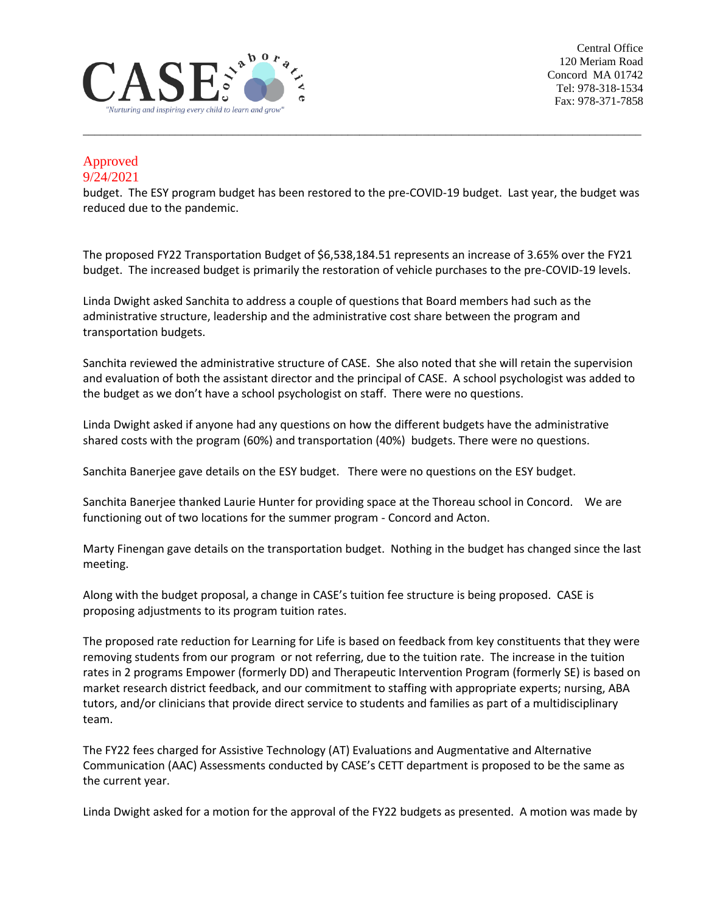Approved
9/24/2021

budget. The ESY program budget has been restored to the pre-COVID-19 budget. Last year, the budget was reduced due to the pandemic.

The proposed FY22 Transportation Budget of $6,538,184.51 represents an increase of 3.65% over the FY21 budget. The increased budget is primarily the restoration of vehicle purchases to the pre-COVID-19 levels.

Linda Dwight asked Sanchita to address a couple of questions that Board members had such as the administrative structure, leadership and the administrative cost share between the program and transportation budgets.

Sanchita reviewed the administrative structure of CASE. She also noted that she will retain the supervision and evaluation of both the assistant director and the principal of CASE. A school psychologist was added to the budget as we don't have a school psychologist on staff. There were no questions.

Linda Dwight asked if anyone had any questions on how the different budgets have the administrative shared costs with the program (60%) and transportation (40%) budgets. There were no questions.

Sanchita Banerjee gave details on the ESY budget. There were no questions on the ESY budget.

Sanchita Banerjee thanked Laurie Hunter for providing space at the Thoreau school in Concord. We are functioning out of two locations for the summer program - Concord and Acton.

Marty Finengan gave details on the transportation budget. Nothing in the budget has changed since the last meeting.

Along with the budget proposal, a change in CASE's tuition fee structure is being proposed. CASE is proposing adjustments to its program tuition rates.

The proposed rate reduction for Learning for Life is based on feedback from key constituents that they were removing students from our program or not referring, due to the tuition rate. The increase in the tuition rates in 2 programs Empower (formerly DD) and Therapeutic Intervention Program (formerly SE) is based on market research district feedback, and our commitment to staffing with appropriate experts; nursing, ABA tutors, and/or clinicians that provide direct service to students and families as part of a multidisciplinary team.

The FY22 fees charged for Assistive Technology (AT) Evaluations and Augmentative and Alternative Communication (AAC) Assessments conducted by CASE's CETT department is proposed to be the same as the current year.

Linda Dwight asked for a motion for the approval of the FY22 budgets as presented. A motion was made by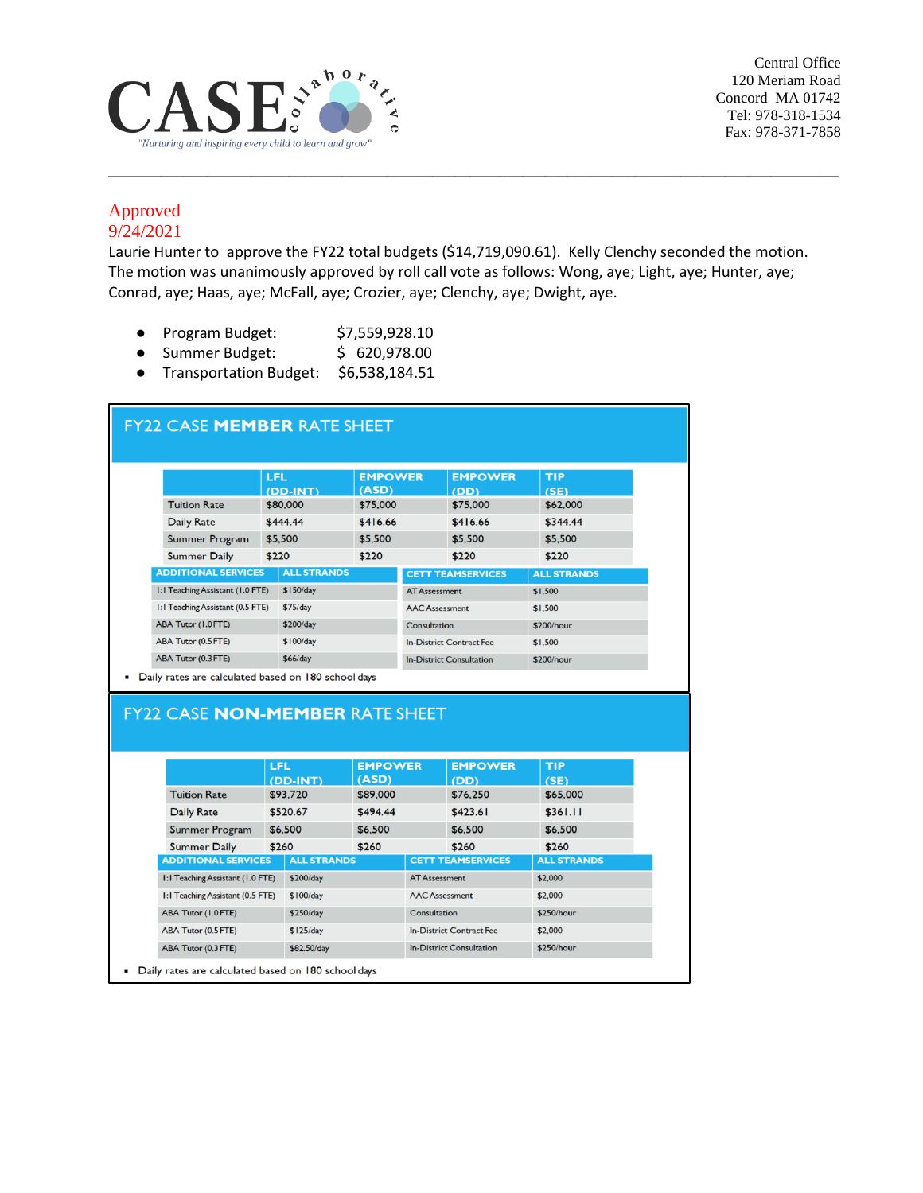CASE collaborative

"Nurturing and inspiring every child to learn and grow"

Central Office
120 Meriam Road
Concord MA 01742
Tel: 978-318-1534
Fax: 978-371-7858

Approved
9/24/2021

Laurie Hunter to approve the FY22 total budgets ($14,719,090.61). Kelly Clenchy seconded the motion. The motion was unanimously approved by roll call vote as follows: Wong, aye; Light, aye; Hunter, aye; Conrad, aye; Haas, aye; McFall, aye; Crozier, aye; Clenchy, aye; Dwight, aye.

- Program Budget: $7,559,928.10
- Summer Budget: $ 620,978.00
- Transportation Budget: $6,538,184.51

## FY22 CASE **MEMBER** RATE SHEET

| | LFL (DD-INT) | EMPOWER (ASD) | EMPOWER (DD) | TIP (SE) |
|---|---|---|---|---|
| Tuition Rate | $80,000 | $75,000 | $75,000 | $62,000 |
| Daily Rate | $444.44 | $416.66 | $416.66 | $344.44 |
| Summer Program | $5,500 | $5,500 | $5,500 | $5,500 |
| Summer Daily | $220 | $220 | $220 | $220 |

| ADDITIONAL SERVICES | ALL STRANDS | CETT TEAMSERVICES | ALL STRANDS |
|---|---|---|---|
| 1:1 Teaching Assistant (1.0 FTE) | $150/day | AT Assessment | $1,500 |
| 1:1 Teaching Assistant (0.5 FTE) | $75/day | AAC Assessment | $1,500 |
| ABA Tutor (1.0FTE) | $200/day | Consultation | $200/hour |
| ABA Tutor (0.5 FTE) | $100/day | In-District Contract Fee | $1,500 |
| ABA Tutor (0.3 FTE) | $66/day | In-District Consultation | $200/hour |

- Daily rates are calculated based on 180 school days

## FY22 CASE **NON-MEMBER** RATE SHEET

| | LFL (DD-INT) | EMPOWER (ASD) | EMPOWER (DD) | TIP (SE) |
|---|---|---|---|---|
| Tuition Rate | $93,720 | $89,000 | $76,250 | $65,000 |
| Daily Rate | $520.67 | $494.44 | $423.61 | $361.11 |
| Summer Program | $6,500 | $6,500 | $6,500 | $6,500 |
| Summer Daily | $260 | $260 | $260 | $260 |

| ADDITIONAL SERVICES | ALL STRANDS | CETT TEAMSERVICES | ALL STRANDS |
|---|---|---|---|
| 1:1 Teaching Assistant (1.0 FTE) | $200/day | AT Assessment | $2,000 |
| 1:1 Teaching Assistant (0.5 FTE) | $100/day | AAC Assessment | $2,000 |
| ABA Tutor (1.0FTE) | $250/day | Consultation | $250/hour |
| ABA Tutor (0.5 FTE) | $125/day | In-District Contract Fee | $2,000 |
| ABA Tutor (0.3 FTE) | $82.50/day | In-District Consultation | $250/hour |

- Daily rates are calculated based on 180 school days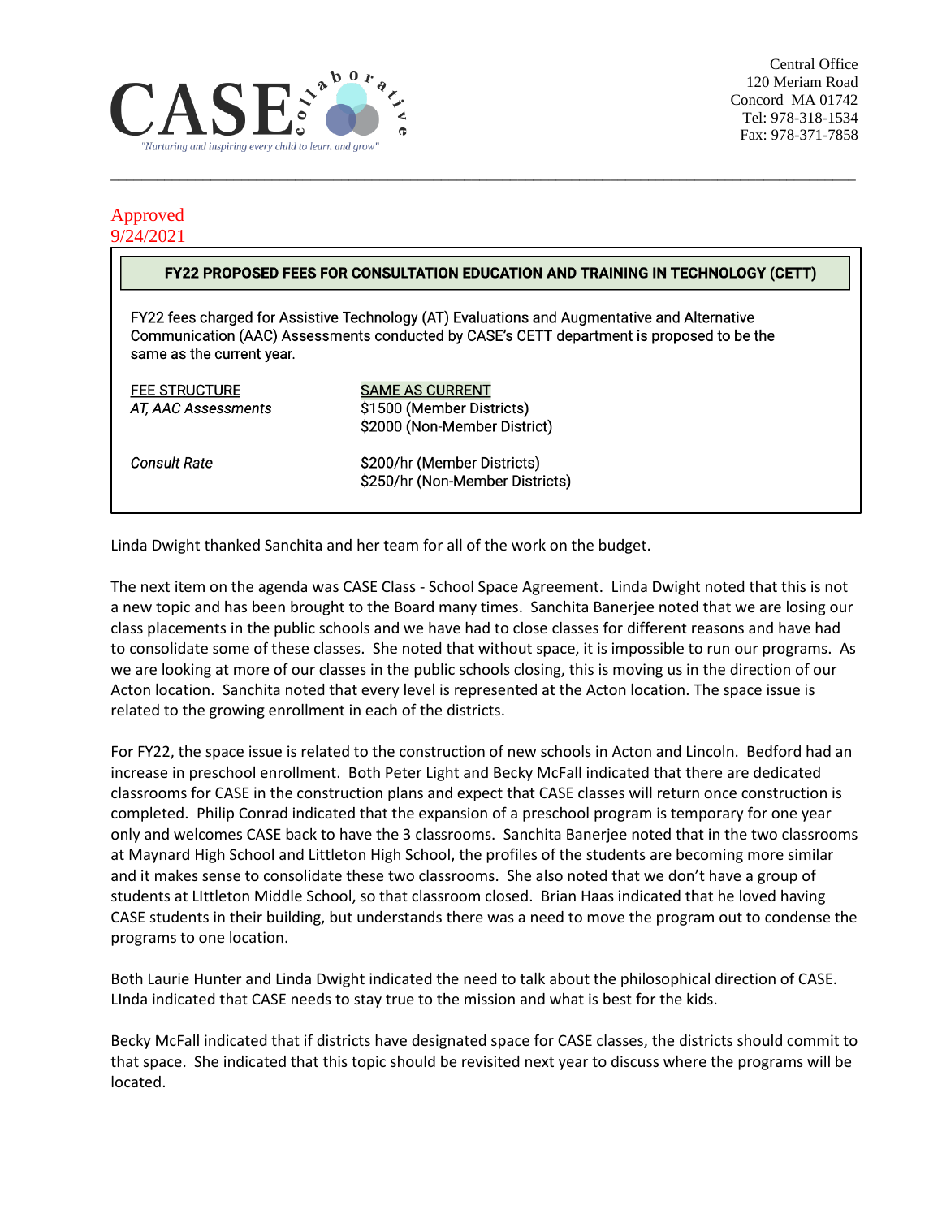Central Office
120 Meriam Road
Concord MA 01742
Tel: 978-318-1534
Fax: 978-371-7858

Approved
9/24/2021

**FY22 PROPOSED FEES FOR CONSULTATION EDUCATION AND TRAINING IN TECHNOLOGY (CETT)**

FY22 fees charged for Assistive Technology (AT) Evaluations and Augmentative and Alternative Communication (AAC) Assessments conducted by CASE's CETT department is proposed to be the same as the current year.

| FEE STRUCTURE | SAME AS CURRENT |
|---|---|
| *AT, AAC Assessments* | $1500 (Member Districts)<br>$2000 (Non-Member District) |
| *Consult Rate* | $200/hr (Member Districts)<br>$250/hr (Non-Member Districts) |

Linda Dwight thanked Sanchita and her team for all of the work on the budget.

The next item on the agenda was CASE Class - School Space Agreement. Linda Dwight noted that this is not a new topic and has been brought to the Board many times. Sanchita Banerjee noted that we are losing our class placements in the public schools and we have had to close classes for different reasons and have had to consolidate some of these classes. She noted that without space, it is impossible to run our programs. As we are looking at more of our classes in the public schools closing, this is moving us in the direction of our Acton location. Sanchita noted that every level is represented at the Acton location. The space issue is related to the growing enrollment in each of the districts.

For FY22, the space issue is related to the construction of new schools in Acton and Lincoln. Bedford had an increase in preschool enrollment. Both Peter Light and Becky McFall indicated that there are dedicated classrooms for CASE in the construction plans and expect that CASE classes will return once construction is completed. Philip Conrad indicated that the expansion of a preschool program is temporary for one year only and welcomes CASE back to have the 3 classrooms. Sanchita Banerjee noted that in the two classrooms at Maynard High School and Littleton High School, the profiles of the students are becoming more similar and it makes sense to consolidate these two classrooms. She also noted that we don't have a group of students at LIttleton Middle School, so that classroom closed. Brian Haas indicated that he loved having CASE students in their building, but understands there was a need to move the program out to condense the programs to one location.

Both Laurie Hunter and Linda Dwight indicated the need to talk about the philosophical direction of CASE. LInda indicated that CASE needs to stay true to the mission and what is best for the kids.

Becky McFall indicated that if districts have designated space for CASE classes, the districts should commit to that space. She indicated that this topic should be revisited next year to discuss where the programs will be located.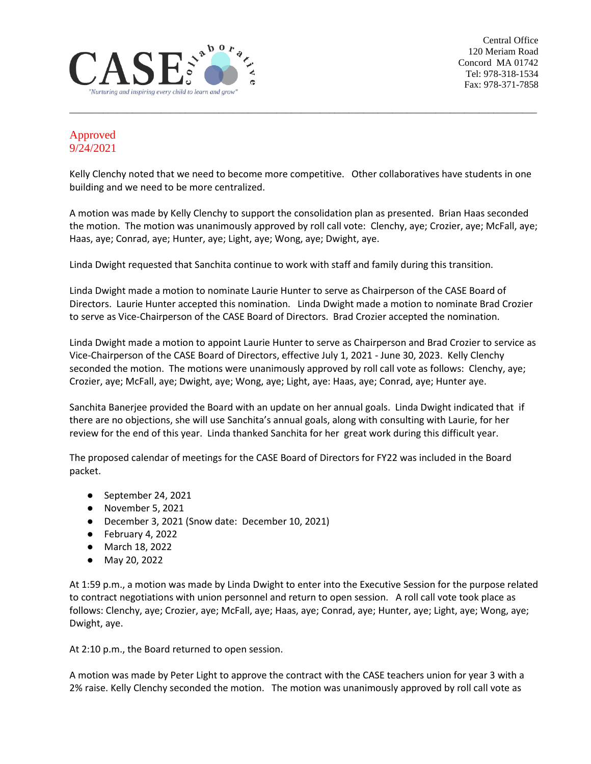Approved
9/24/2021

Kelly Clenchy noted that we need to become more competitive. Other collaboratives have students in one building and we need to be more centralized.

A motion was made by Kelly Clenchy to support the consolidation plan as presented. Brian Haas seconded the motion. The motion was unanimously approved by roll call vote: Clenchy, aye; Crozier, aye; McFall, aye; Haas, aye; Conrad, aye; Hunter, aye; Light, aye; Wong, aye; Dwight, aye.

Linda Dwight requested that Sanchita continue to work with staff and family during this transition.

Linda Dwight made a motion to nominate Laurie Hunter to serve as Chairperson of the CASE Board of Directors. Laurie Hunter accepted this nomination. Linda Dwight made a motion to nominate Brad Crozier to serve as Vice-Chairperson of the CASE Board of Directors. Brad Crozier accepted the nomination.

Linda Dwight made a motion to appoint Laurie Hunter to serve as Chairperson and Brad Crozier to service as Vice-Chairperson of the CASE Board of Directors, effective July 1, 2021 - June 30, 2023. Kelly Clenchy seconded the motion. The motions were unanimously approved by roll call vote as follows: Clenchy, aye; Crozier, aye; McFall, aye; Dwight, aye; Wong, aye; Light, aye: Haas, aye; Conrad, aye; Hunter aye.

Sanchita Banerjee provided the Board with an update on her annual goals. Linda Dwight indicated that if there are no objections, she will use Sanchita's annual goals, along with consulting with Laurie, for her review for the end of this year. Linda thanked Sanchita for her great work during this difficult year.

The proposed calendar of meetings for the CASE Board of Directors for FY22 was included in the Board packet.

- September 24, 2021
- November 5, 2021
- December 3, 2021 (Snow date: December 10, 2021)
- February 4, 2022
- March 18, 2022
- May 20, 2022

At 1:59 p.m., a motion was made by Linda Dwight to enter into the Executive Session for the purpose related to contract negotiations with union personnel and return to open session. A roll call vote took place as follows: Clenchy, aye; Crozier, aye; McFall, aye; Haas, aye; Conrad, aye; Hunter, aye; Light, aye; Wong, aye; Dwight, aye.

At 2:10 p.m., the Board returned to open session.

A motion was made by Peter Light to approve the contract with the CASE teachers union for year 3 with a 2% raise. Kelly Clenchy seconded the motion. The motion was unanimously approved by roll call vote as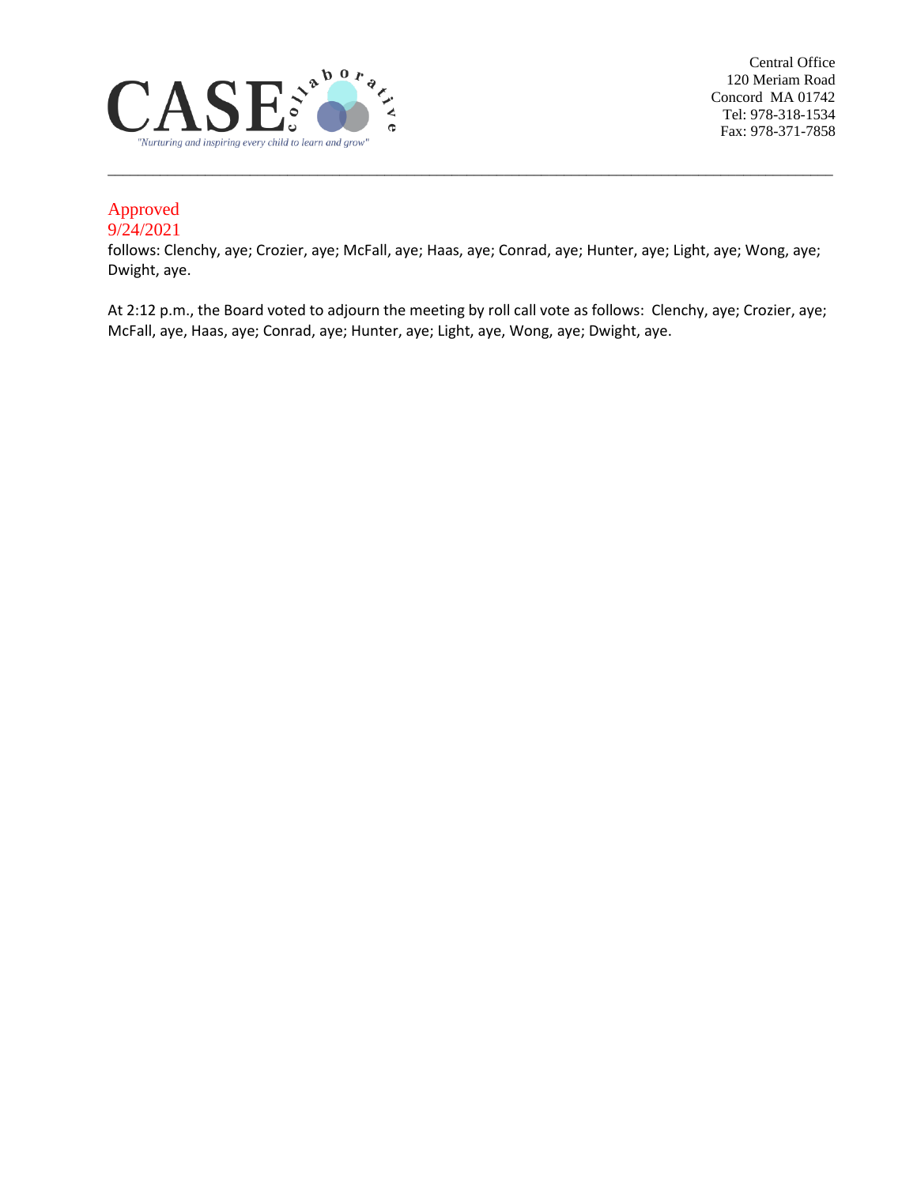Approved
9/24/2021

follows: Clenchy, aye; Crozier, aye; McFall, aye; Haas, aye; Conrad, aye; Hunter, aye; Light, aye; Wong, aye; Dwight, aye.

At 2:12 p.m., the Board voted to adjourn the meeting by roll call vote as follows: Clenchy, aye; Crozier, aye; McFall, aye, Haas, aye; Conrad, aye; Hunter, aye; Light, aye, Wong, aye; Dwight, aye.